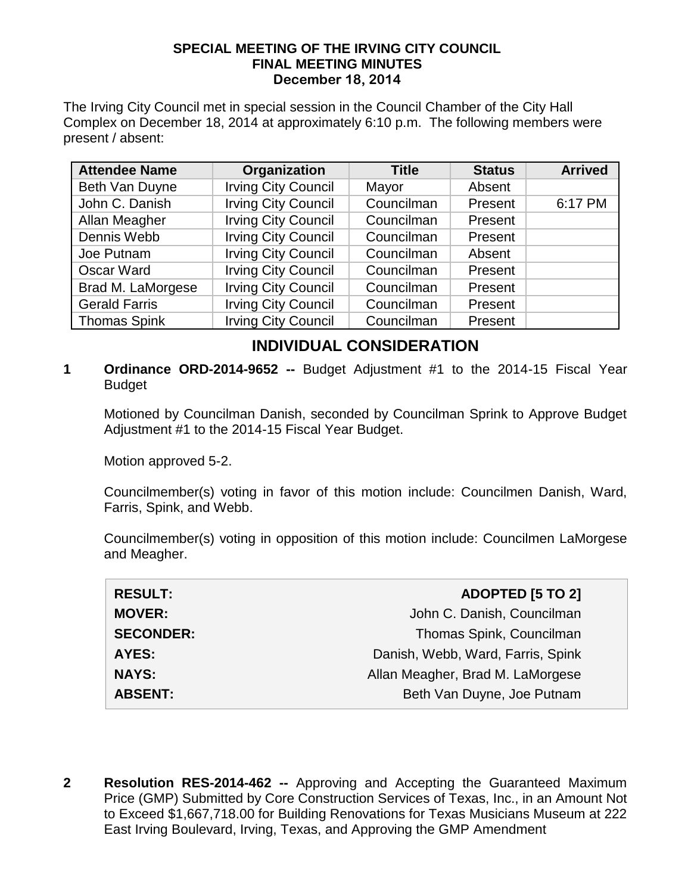**SPECIAL MEETING OF THE IRVING CITY COUNCIL**
**FINAL MEETING MINUTES**
**December 18, 2014**

The Irving City Council met in special session in the Council Chamber of the City Hall Complex on December 18, 2014 at approximately 6:10 p.m. The following members were present / absent:

| Attendee Name | Organization | Title | Status | Arrived |
|---|---|---|---|---|
| Beth Van Duyne | Irving City Council | Mayor | Absent | |
| John C. Danish | Irving City Council | Councilman | Present | 6:17 PM |
| Allan Meagher | Irving City Council | Councilman | Present | |
| Dennis Webb | Irving City Council | Councilman | Present | |
| Joe Putnam | Irving City Council | Councilman | Absent | |
| Oscar Ward | Irving City Council | Councilman | Present | |
| Brad M. LaMorgese | Irving City Council | Councilman | Present | |
| Gerald Farris | Irving City Council | Councilman | Present | |
| Thomas Spink | Irving City Council | Councilman | Present | |

## INDIVIDUAL CONSIDERATION

**1 Ordinance ORD-2014-9652 --** Budget Adjustment #1 to the 2014-15 Fiscal Year Budget

Motioned by Councilman Danish, seconded by Councilman Sprink to Approve Budget Adjustment #1 to the 2014-15 Fiscal Year Budget.

Motion approved 5-2.

Councilmember(s) voting in favor of this motion include: Councilmen Danish, Ward, Farris, Spink, and Webb.

Councilmember(s) voting in opposition of this motion include: Councilmen LaMorgese and Meagher.

| | |
|---|---|
| **RESULT:** | **ADOPTED [5 TO 2]** |
| **MOVER:** | John C. Danish, Councilman |
| **SECONDER:** | Thomas Spink, Councilman |
| **AYES:** | Danish, Webb, Ward, Farris, Spink |
| **NAYS:** | Allan Meagher, Brad M. LaMorgese |
| **ABSENT:** | Beth Van Duyne, Joe Putnam |

**2 Resolution RES-2014-462 --** Approving and Accepting the Guaranteed Maximum Price (GMP) Submitted by Core Construction Services of Texas, Inc., in an Amount Not to Exceed $1,667,718.00 for Building Renovations for Texas Musicians Museum at 222 East Irving Boulevard, Irving, Texas, and Approving the GMP Amendment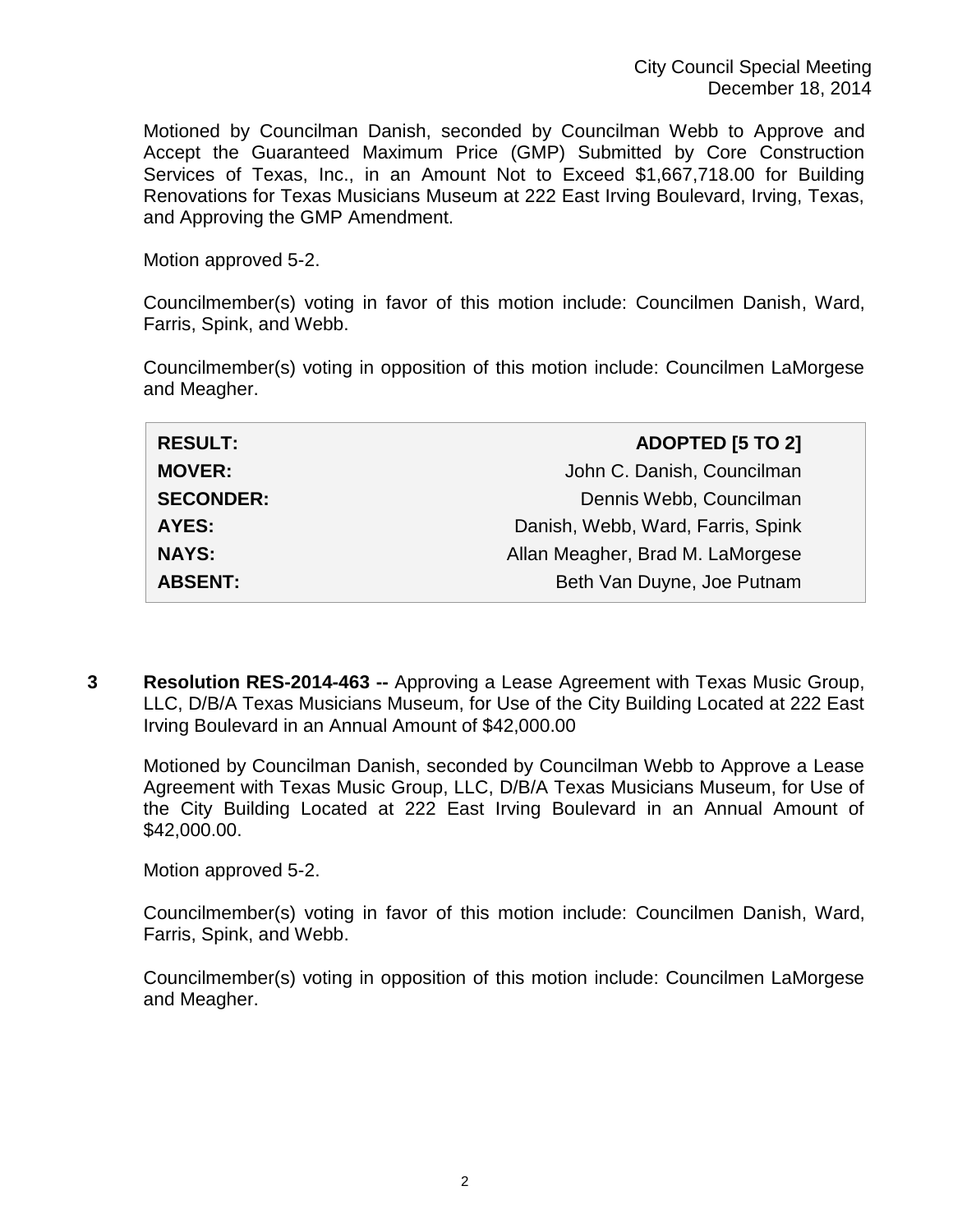Motioned by Councilman Danish, seconded by Councilman Webb to Approve and Accept the Guaranteed Maximum Price (GMP) Submitted by Core Construction Services of Texas, Inc., in an Amount Not to Exceed $1,667,718.00 for Building Renovations for Texas Musicians Museum at 222 East Irving Boulevard, Irving, Texas, and Approving the GMP Amendment.

Motion approved 5-2.

Councilmember(s) voting in favor of this motion include: Councilmen Danish, Ward, Farris, Spink, and Webb.

Councilmember(s) voting in opposition of this motion include: Councilmen LaMorgese and Meagher.

| | |
|---|---|
| **RESULT:** | **ADOPTED [5 TO 2]** |
| **MOVER:** | John C. Danish, Councilman |
| **SECONDER:** | Dennis Webb, Councilman |
| **AYES:** | Danish, Webb, Ward, Farris, Spink |
| **NAYS:** | Allan Meagher, Brad M. LaMorgese |
| **ABSENT:** | Beth Van Duyne, Joe Putnam |

**3 Resolution RES-2014-463 --** Approving a Lease Agreement with Texas Music Group, LLC, D/B/A Texas Musicians Museum, for Use of the City Building Located at 222 East Irving Boulevard in an Annual Amount of $42,000.00

Motioned by Councilman Danish, seconded by Councilman Webb to Approve a Lease Agreement with Texas Music Group, LLC, D/B/A Texas Musicians Museum, for Use of the City Building Located at 222 East Irving Boulevard in an Annual Amount of $42,000.00.

Motion approved 5-2.

Councilmember(s) voting in favor of this motion include: Councilmen Danish, Ward, Farris, Spink, and Webb.

Councilmember(s) voting in opposition of this motion include: Councilmen LaMorgese and Meagher.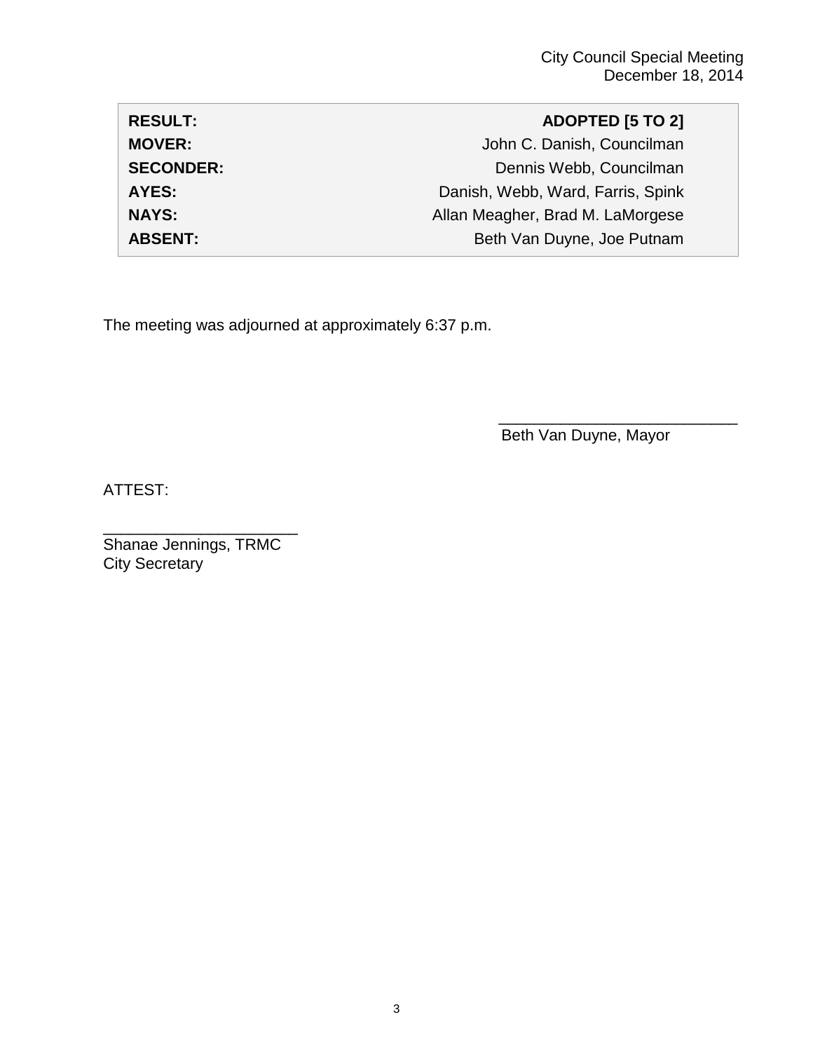| | |
|---|---|
| **RESULT:** | **ADOPTED [5 TO 2]** |
| **MOVER:** | John C. Danish, Councilman |
| **SECONDER:** | Dennis Webb, Councilman |
| **AYES:** | Danish, Webb, Ward, Farris, Spink |
| **NAYS:** | Allan Meagher, Brad M. LaMorgese |
| **ABSENT:** | Beth Van Duyne, Joe Putnam |

The meeting was adjourned at approximately 6:37 p.m.

\_\_\_\_\_\_\_\_\_\_\_\_\_\_\_\_\_\_\_\_\_\_\_\_\_\_\_\_
Beth Van Duyne, Mayor

ATTEST:

\_\_\_\_\_\_\_\_\_\_\_\_\_\_\_\_\_\_\_\_\_\_\_\_
Shanae Jennings, TRMC
City Secretary